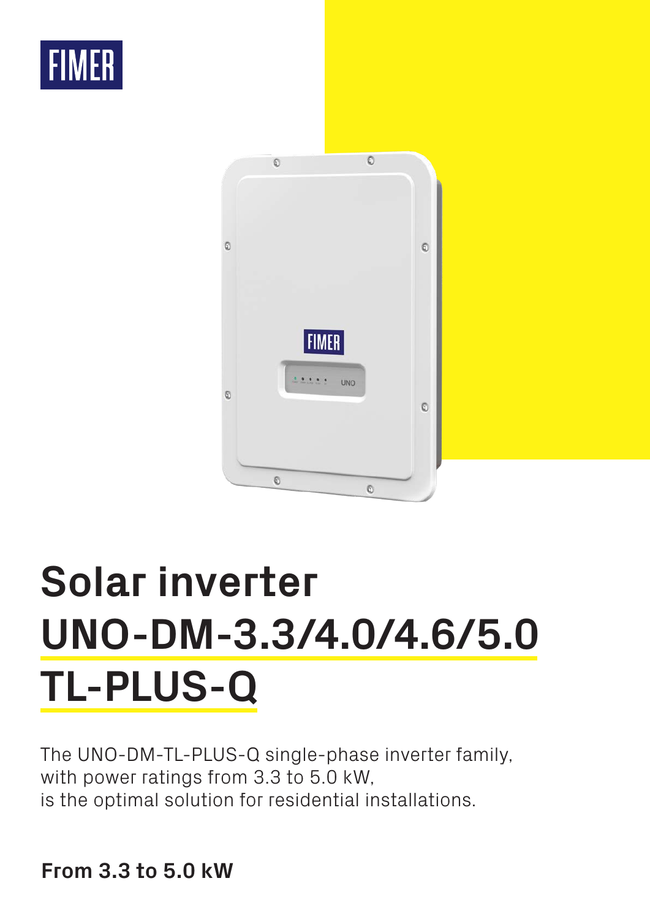FIMER

# Solar inverter UNO-DM-3.3/4.0/4.6/5.0 TL-PLUS-Q

The UNO-DM-TL-PLUS-Q single-phase inverter family, with power ratings from 3.3 to 5.0 kW, is the optimal solution for residential installations.

**From 3.3 to 5.0 kW**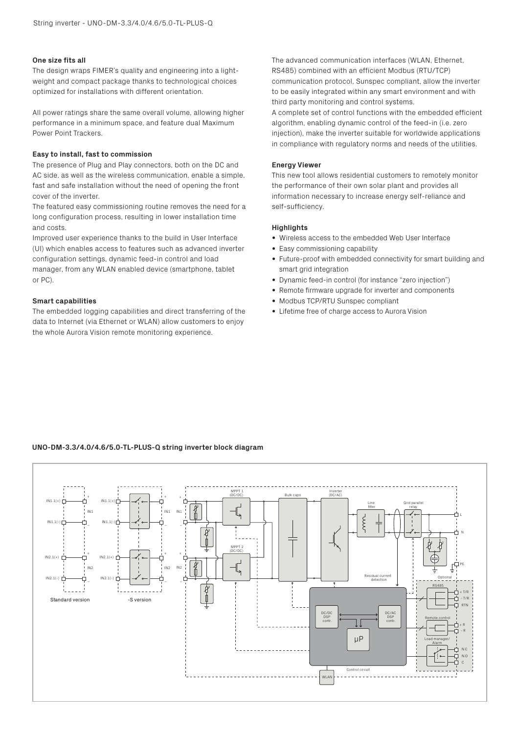### One size fits all

The design wraps FIMER's quality and engineering into a lightweight and compact package thanks to technological choices optimized for installations with different orientation.

All power ratings share the same overall volume, allowing higher performance in a minimum space, and feature dual Maximum Power Point Trackers.

### Easy to install, fast to commission

The presence of Plug and Play connectors, both on the DC and AC side, as well as the wireless communication, enable a simple, fast and safe installation without the need of opening the front cover of the inverter.

The featured easy commissioning routine removes the need for a long configuration process, resulting in lower installation time and costs.

Improved user experience thanks to the build in User Interface (UI) which enables access to features such as advanced inverter configuration settings, dynamic feed-in control and load manager, from any WLAN enabled device (smartphone, tablet or PC).

### Smart capabilities

The embedded logging capabilities and direct transferring of the data to Internet (via Ethernet or WLAN) allow customers to enjoy the whole Aurora Vision remote monitoring experience.

The advanced communication interfaces (WLAN, Ethernet, RS485) combined with an efficient Modbus (RTU/TCP) communication protocol, Sunspec compliant, allow the inverter to be easily integrated within any smart environment and with third party monitoring and control systems.

A complete set of control functions with the embedded efficient algorithm, enabling dynamic control of the feed-in (i.e. zero injection), make the inverter suitable for worldwide applications in compliance with regulatory norms and needs of the utilities.

### Energy Viewer

This new tool allows residential customers to remotely monitor the performance of their own solar plant and provides all information necessary to increase energy self-reliance and self-sufficiency.

### Highlights

- Wireless access to the embedded Web User Interface
- Easy commissioning capability
- Future-proof with embedded connectivity for smart building and smart grid integration
- Dynamic feed-in control (for instance "zero injection")
- Remote firmware upgrade for inverter and components
- Modbus TCP/RTU Sunspec compliant
- Lifetime free of charge access to Aurora Vision

### UNO-DM-3.3/4.0/4.6/5.0-TL-PLUS-Q string inverter block diagram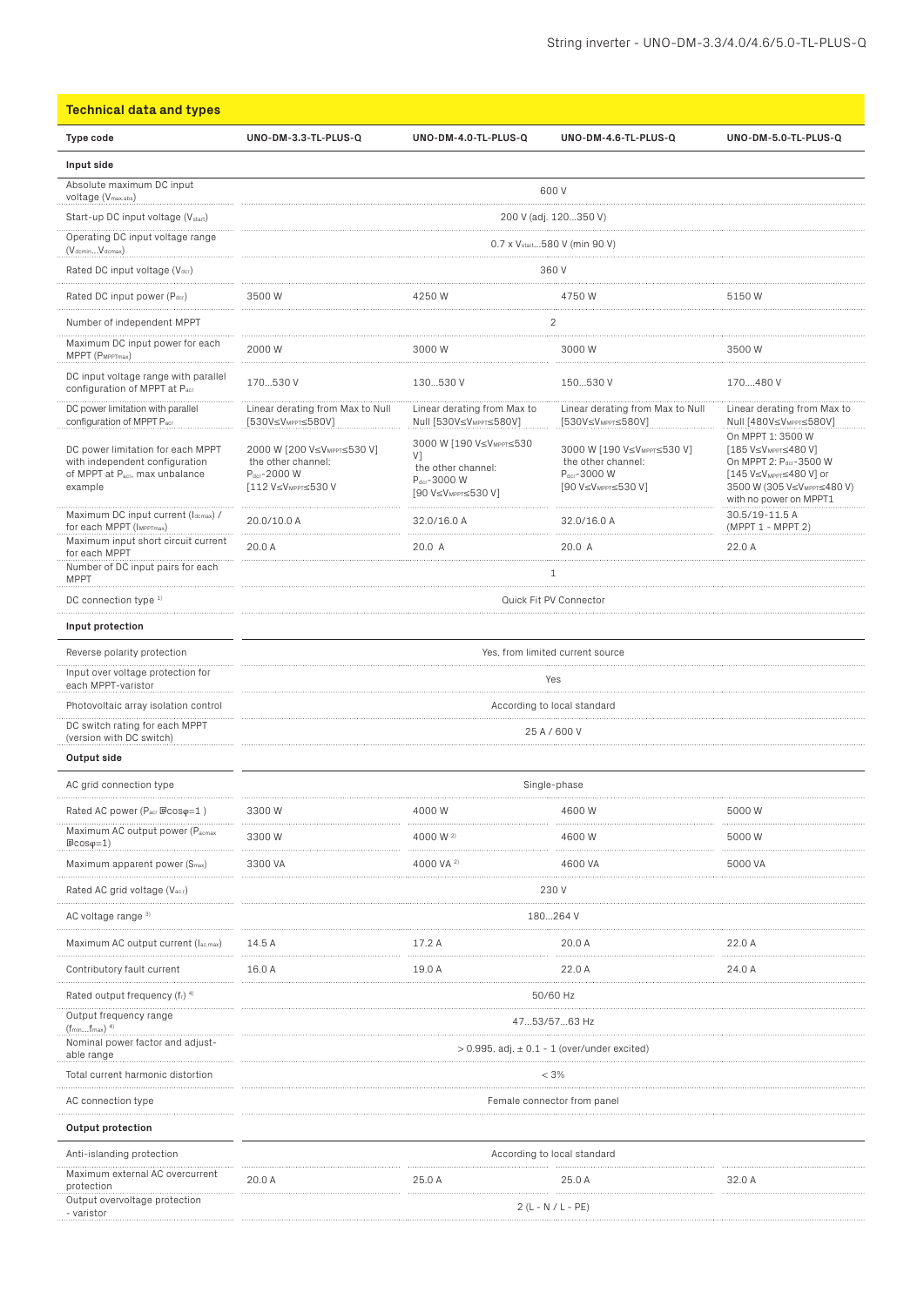## Technical data and types

| Type code | UNO-DM-3.3-TL-PLUS-Q | UNO-DM-4.0-TL-PLUS-Q | UNO-DM-4.6-TL-PLUS-Q | UNO-DM-5.0-TL-PLUS-Q |
|---|---|---|---|---|
| **Input side** | | | | |
| Absolute maximum DC input voltage ($V_{max,abs}$) | 600 V | | | |
| Start-up DC input voltage ($V_{start}$) | 200 V (adj. 120...350 V) | | | |
| Operating DC input voltage range ($V_{dcmin}...V_{dcmax}$) | 0.7 x $V_{start}$...580 V (min 90 V) | | | |
| Rated DC input voltage ($V_{dcr}$) | 360 V | | | |
| Rated DC input power ($P_{dcr}$) | 3500 W | 4250 W | 4750 W | 5150 W |
| Number of independent MPPT | 2 | | | |
| Maximum DC input power for each MPPT ($P_{MPPTmax}$) | 2000 W | 3000 W | 3000 W | 3500 W |
| DC input voltage range with parallel configuration of MPPT at $P_{acr}$ | 170...530 V | 130...530 V | 150...530 V | 170....480 V |
| DC power limitation with parallel configuration of MPPT $P_{acr}$ | Linear derating from Max to Null [530V≤$V_{MPPT}$≤580V] | Linear derating from Max to Null [530V≤$V_{MPPT}$≤580V] | Linear derating from Max to Null [530V≤$V_{MPPT}$≤580V] | Linear derating from Max to Null [480V≤$V_{MPPT}$≤580V] |
| DC power limitation for each MPPT with independent configuration of MPPT at $P_{acr}$, max unbalance example | 2000 W [200 V≤$V_{MPPT}$≤530 V] the other channel: $P_{dcr}$-2000 W [112 V≤$V_{MPPT}$≤530 V | 3000 W [190 V≤$V_{MPPT}$≤530 V] the other channel: $P_{dcr}$-3000 W [90 V≤$V_{MPPT}$≤530 V] | 3000 W [190 V≤$V_{MPPT}$≤530 V] the other channel: $P_{dcr}$-3000 W [90 V≤$V_{MPPT}$≤530 V] | On MPPT 1: 3500 W [185 V≤$V_{MPPT}$≤480 V] On MPPT 2: $P_{dcr}$-3500 W [145 V≤$V_{MPPT}$≤480 V] or 3500 W (305 V≤$V_{MPPT}$≤480 V) with no power on MPPT1 |
| Maximum DC input current ($I_{dcmax}$) / for each MPPT ($I_{MPPTmax}$) | 20.0/10.0 A | 32.0/16.0 A | 32.0/16.0 A | 30.5/19-11.5 A (MPPT 1 - MPPT 2) |
| Maximum input short circuit current for each MPPT | 20.0 A | 20.0 A | 20.0 A | 22.0 A |
| Number of DC input pairs for each MPPT | 1 | | | |
| DC connection type [1] | Quick Fit PV Connector | | | |
| **Input protection** | | | | |
| Reverse polarity protection | Yes, from limited current source | | | |
| Input over voltage protection for each MPPT-varistor | Yes | | | |
| Photovoltaic array isolation control | According to local standard | | | |
| DC switch rating for each MPPT (version with DC switch) | 25 A / 600 V | | | |
| **Output side** | | | | |
| AC grid connection type | Single-phase | | | |
| Rated AC power ($P_{acr}$ @cosφ=1 ) | 3300 W | 4000 W | 4600 W | 5000 W |
| Maximum AC output power ($P_{acmax}$ @cosφ=1) | 3300 W | 4000 W [2] | 4600 W | 5000 W |
| Maximum apparent power ($S_{max}$) | 3300 VA | 4000 VA [2] | 4600 VA | 5000 VA |
| Rated AC grid voltage ($V_{ac,r}$) | 230 V | | | |
| AC voltage range [3] | 180...264 V | | | |
| Maximum AC output current ($I_{ac,max}$) | 14.5 A | 17.2 A | 20.0 A | 22.0 A |
| Contributory fault current | 16.0 A | 19.0 A | 22.0 A | 24.0 A |
| Rated output frequency ($f_r$) [4] | 50/60 Hz | | | |
| Output frequency range ($f_{min}...f_{max}$) [4] | 47...53/57...63 Hz | | | |
| Nominal power factor and adjustable range | > 0.995, adj. ± 0.1 - 1 (over/under excited) | | | |
| Total current harmonic distortion | < 3% | | | |
| AC connection type | Female connector from panel | | | |
| **Output protection** | | | | |
| Anti-islanding protection | According to local standard | | | |
| Maximum external AC overcurrent protection | 20.0 A | 25.0 A | 25.0 A | 32.0 A |
| Output overvoltage protection - varistor | 2 (L - N / L - PE) | | | |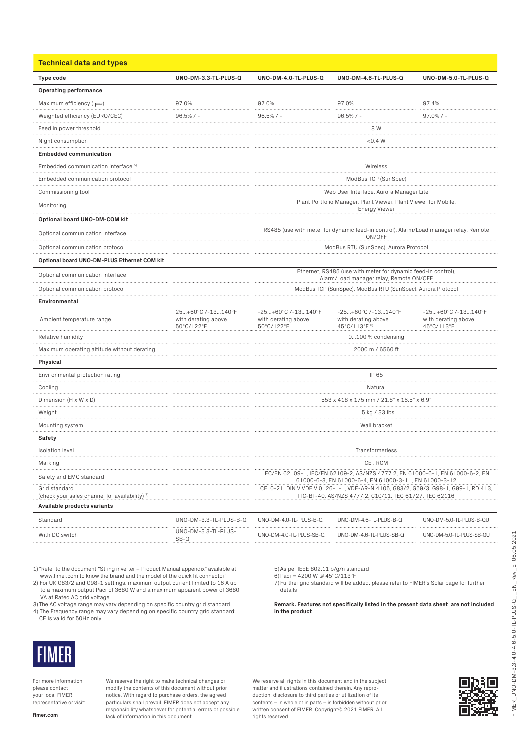## Technical data and types

| Type code | UNO-DM-3.3-TL-PLUS-Q | UNO-DM-4.0-TL-PLUS-Q | UNO-DM-4.6-TL-PLUS-Q | UNO-DM-5.0-TL-PLUS-Q |
|---|---|---|---|---|
| **Operating performance** | | | | |
| Maximum efficiency ($\eta_{max}$) | 97.0% | 97.0% | 97.0% | 97.4% |
| Weighted efficiency (EURO/CEC) | 96.5% / - | 96.5% / - | 96.5% / - | 97.0% / - |
| Feed in power threshold | 8 W | | | |
| Night consumption | <0.4 W | | | |
| **Embedded communication** | | | | |
| Embedded communication interface [5] | Wireless | | | |
| Embedded communication protocol | ModBus TCP (SunSpec) | | | |
| Commissioning tool | Web User Interface, Aurora Manager Lite | | | |
| Monitoring | Plant Portfolio Manager, Plant Viewer, Plant Viewer for Mobile, Energy Viewer | | | |
| **Optional board UNO-DM-COM kit** | | | | |
| Optional communication interface | RS485 (use with meter for dynamic feed-in control), Alarm/Load manager relay, Remote ON/OFF | | | |
| Optional communication protocol | ModBus RTU (SunSpec), Aurora Protocol | | | |
| **Optional board UNO-DM-PLUS Ethernet COM kit** | | | | |
| Optional communication interface | Ethernet, RS485 (use with meter for dynamic feed-in control), Alarm/Load manager relay, Remote ON/OFF | | | |
| Optional communication protocol | ModBus TCP (SunSpec), ModBus RTU (SunSpec), Aurora Protocol | | | |
| **Environmental** | | | | |
| Ambient temperature range | 25...+60°C /-13...140°F with derating above 50°C/122°F | -25...+60°C /-13...140°F with derating above 50°C/122°F | -25...+60°C /-13...140°F with derating above 45°C/113°F [6] | -25...+60°C /-13...140°F with derating above 45°C/113°F |
| Relative humidity | 0...100 % condensing | | | |
| Maximum operating altitude without derating | 2000 m / 6560 ft | | | |
| **Physical** | | | | |
| Environmental protection rating | IP 65 | | | |
| Cooling | Natural | | | |
| Dimension (H x W x D) | 553 x 418 x 175 mm / 21.8" x 16.5" x 6.9" | | | |
| Weight | 15 kg / 33 lbs | | | |
| Mounting system | Wall bracket | | | |
| **Safety** | | | | |
| Isolation level | Transformerless | | | |
| Marking | CE , RCM | | | |
| Safety and EMC standard | IEC/EN 62109-1, IEC/EN 62109-2, AS/NZS 4777.2, EN 61000-6-1, EN 61000-6-2, EN 61000-6-3, EN 61000-6-4, EN 61000-3-11, EN 61000-3-12 | | | |
| Grid standard (check your sales channel for availability) [7] | CEI 0-21, DIN V VDE V 0126-1-1, VDE-AR-N 4105, G83/2, G59/3, G98-1, G99-1, RD 413, ITC-BT-40, AS/NZS 4777.2, C10/11, IEC 61727, IEC 62116 | | | |
| **Available products variants** | | | | |
| Standard | UNO-DM-3.3-TL-PLUS-B-Q | UNO-DM-4.0-TL-PLUS-B-Q | UNO-DM-4.6-TL-PLUS-B-Q | UNO-DM-5.0-TL-PLUS-B-QU |
| With DC switch | UNO-DM-3.3-TL-PLUS-SB-Q | UNO-DM-4.0-TL-PLUS-SB-Q | UNO-DM-4.6-TL-PLUS-SB-Q | UNO-DM-5.0-TL-PLUS-SB-QU |

1) "Refer to the document "String inverter – Product Manual appendix" available at www.fimer.com to know the brand and the model of the quick fit connector"
2) For UK G83/2 and G98-1 settings, maximum output current limited to 16 A up to a maximum output Pacr of 3680 W and a maximum apparent power of 3680 VA at Rated AC grid voltage.
3) The AC voltage range may vary depending on specific country grid standard
4) The Frequency range may vary depending on specific country grid standard; CE is valid for 50Hz only
5) As per IEEE 802.11 b/g/n standard
6) Pacr = 4200 W @ 45°C/113°F
7) Further grid standard will be added, please refer to FIMER's Solar page for further details

**Remark. Features not specifically listed in the present data sheet are not included in the product**

FIMER

For more information please contact your local FIMER representative or visit:

**fimer.com**

We reserve the right to make technical changes or modify the contents of this document without prior notice. With regard to purchase orders, the agreed particulars shall prevail. FIMER does not accept any responsibility whatsoever for potential errors or possible lack of information in this document.

We reserve all rights in this document and in the subject matter and illustrations contained therein. Any reproduction, disclosure to third parties or utilization of its contents – in whole or in parts – is forbidden without prior written consent of FIMER. Copyright© 2021 FIMER. All rights reserved.

FIMER_UNO-DM-3.3-4.0-4.6-5.0-TL-PLUS-Q__EN_Rev_E 06.05.2021